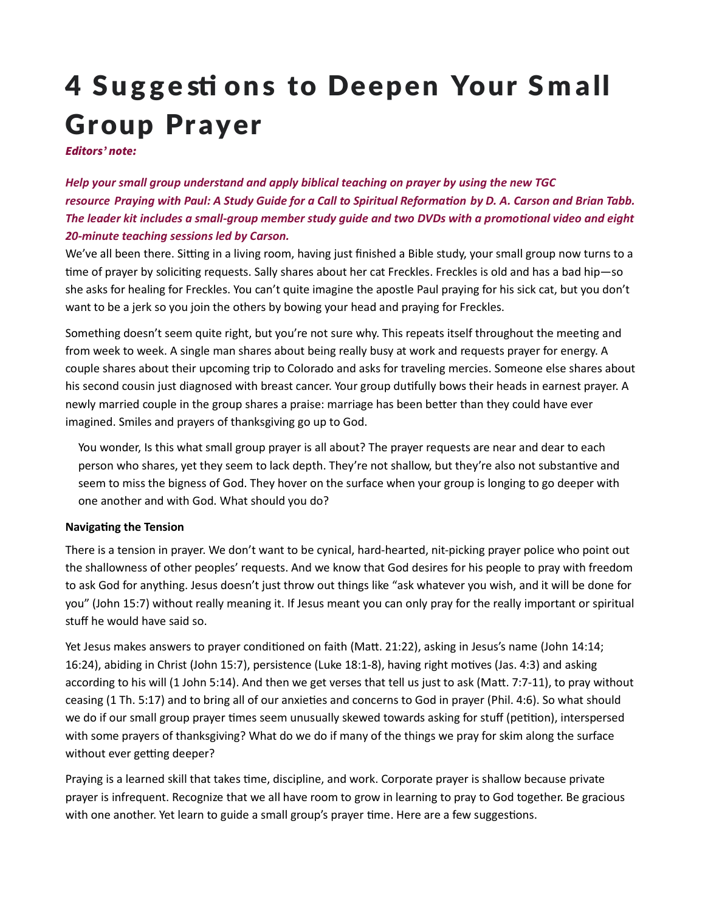# 4 Suggestions to Deepen Your Small Group Prayer

***Editors' note:***

***Help your small group understand and apply biblical teaching on prayer by using the new TGC resource Praying with Paul: A Study Guide for a Call to Spiritual Reformation by D. A. Carson and Brian Tabb. The leader kit includes a small-group member study guide and two DVDs with a promotional video and eight 20-minute teaching sessions led by Carson.***

We've all been there. Sitting in a living room, having just finished a Bible study, your small group now turns to a time of prayer by soliciting requests. Sally shares about her cat Freckles. Freckles is old and has a bad hip—so she asks for healing for Freckles. You can't quite imagine the apostle Paul praying for his sick cat, but you don't want to be a jerk so you join the others by bowing your head and praying for Freckles.

Something doesn't seem quite right, but you're not sure why. This repeats itself throughout the meeting and from week to week. A single man shares about being really busy at work and requests prayer for energy. A couple shares about their upcoming trip to Colorado and asks for traveling mercies. Someone else shares about his second cousin just diagnosed with breast cancer. Your group dutifully bows their heads in earnest prayer. A newly married couple in the group shares a praise: marriage has been better than they could have ever imagined. Smiles and prayers of thanksgiving go up to God.

> You wonder, Is this what small group prayer is all about? The prayer requests are near and dear to each person who shares, yet they seem to lack depth. They're not shallow, but they're also not substantive and seem to miss the bigness of God. They hover on the surface when your group is longing to go deeper with one another and with God. What should you do?

**Navigating the Tension**

There is a tension in prayer. We don't want to be cynical, hard-hearted, nit-picking prayer police who point out the shallowness of other peoples' requests. And we know that God desires for his people to pray with freedom to ask God for anything. Jesus doesn't just throw out things like "ask whatever you wish, and it will be done for you" (John 15:7) without really meaning it. If Jesus meant you can only pray for the really important or spiritual stuff he would have said so.

Yet Jesus makes answers to prayer conditioned on faith (Matt. 21:22), asking in Jesus's name (John 14:14; 16:24), abiding in Christ (John 15:7), persistence (Luke 18:1-8), having right motives (Jas. 4:3) and asking according to his will (1 John 5:14). And then we get verses that tell us just to ask (Matt. 7:7-11), to pray without ceasing (1 Th. 5:17) and to bring all of our anxieties and concerns to God in prayer (Phil. 4:6). So what should we do if our small group prayer times seem unusually skewed towards asking for stuff (petition), interspersed with some prayers of thanksgiving? What do we do if many of the things we pray for skim along the surface without ever getting deeper?

Praying is a learned skill that takes time, discipline, and work. Corporate prayer is shallow because private prayer is infrequent. Recognize that we all have room to grow in learning to pray to God together. Be gracious with one another. Yet learn to guide a small group's prayer time. Here are a few suggestions.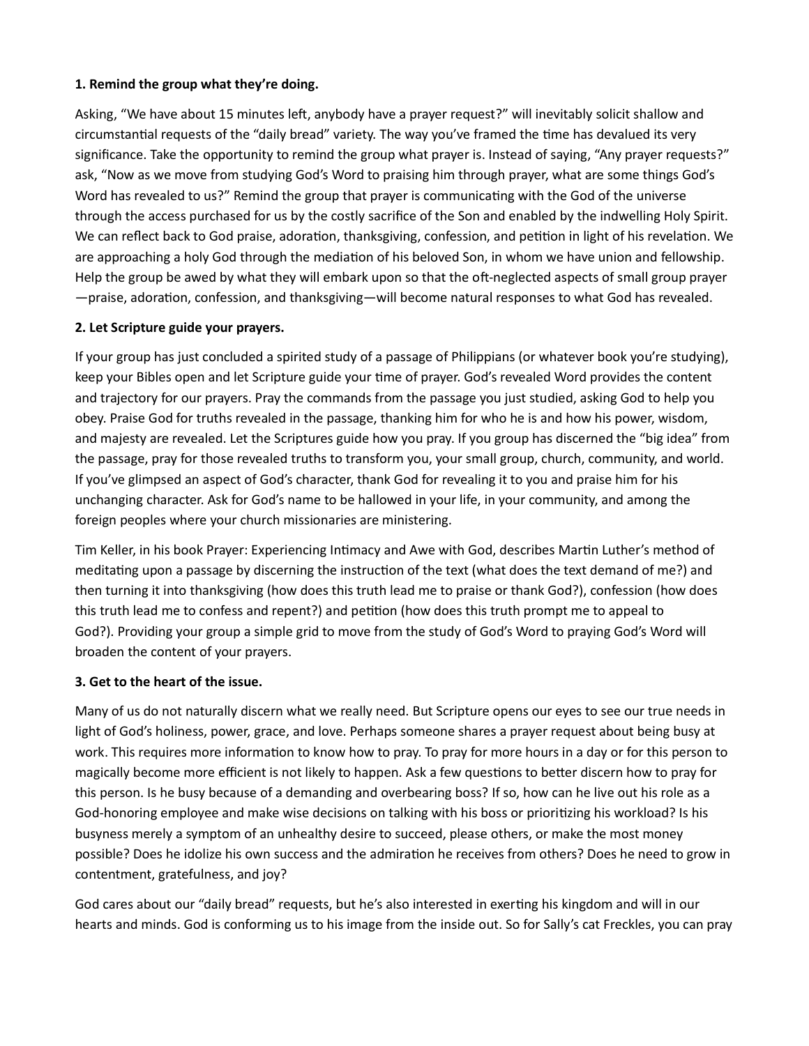**1. Remind the group what they're doing.**

Asking, "We have about 15 minutes left, anybody have a prayer request?" will inevitably solicit shallow and circumstantial requests of the "daily bread" variety. The way you've framed the time has devalued its very significance. Take the opportunity to remind the group what prayer is. Instead of saying, "Any prayer requests?" ask, "Now as we move from studying God's Word to praising him through prayer, what are some things God's Word has revealed to us?" Remind the group that prayer is communicating with the God of the universe through the access purchased for us by the costly sacrifice of the Son and enabled by the indwelling Holy Spirit. We can reflect back to God praise, adoration, thanksgiving, confession, and petition in light of his revelation. We are approaching a holy God through the mediation of his beloved Son, in whom we have union and fellowship. Help the group be awed by what they will embark upon so that the oft-neglected aspects of small group prayer—praise, adoration, confession, and thanksgiving—will become natural responses to what God has revealed.

**2. Let Scripture guide your prayers.**

If your group has just concluded a spirited study of a passage of Philippians (or whatever book you're studying), keep your Bibles open and let Scripture guide your time of prayer. God's revealed Word provides the content and trajectory for our prayers. Pray the commands from the passage you just studied, asking God to help you obey. Praise God for truths revealed in the passage, thanking him for who he is and how his power, wisdom, and majesty are revealed. Let the Scriptures guide how you pray. If you group has discerned the "big idea" from the passage, pray for those revealed truths to transform you, your small group, church, community, and world. If you've glimpsed an aspect of God's character, thank God for revealing it to you and praise him for his unchanging character. Ask for God's name to be hallowed in your life, in your community, and among the foreign peoples where your church missionaries are ministering.

Tim Keller, in his book Prayer: Experiencing Intimacy and Awe with God, describes Martin Luther's method of meditating upon a passage by discerning the instruction of the text (what does the text demand of me?) and then turning it into thanksgiving (how does this truth lead me to praise or thank God?), confession (how does this truth lead me to confess and repent?) and petition (how does this truth prompt me to appeal to God?). Providing your group a simple grid to move from the study of God's Word to praying God's Word will broaden the content of your prayers.

**3. Get to the heart of the issue.**

Many of us do not naturally discern what we really need. But Scripture opens our eyes to see our true needs in light of God's holiness, power, grace, and love. Perhaps someone shares a prayer request about being busy at work. This requires more information to know how to pray. To pray for more hours in a day or for this person to magically become more efficient is not likely to happen. Ask a few questions to better discern how to pray for this person. Is he busy because of a demanding and overbearing boss? If so, how can he live out his role as a God-honoring employee and make wise decisions on talking with his boss or prioritizing his workload? Is his busyness merely a symptom of an unhealthy desire to succeed, please others, or make the most money possible? Does he idolize his own success and the admiration he receives from others? Does he need to grow in contentment, gratefulness, and joy?

God cares about our "daily bread" requests, but he's also interested in exerting his kingdom and will in our hearts and minds. God is conforming us to his image from the inside out. So for Sally's cat Freckles, you can pray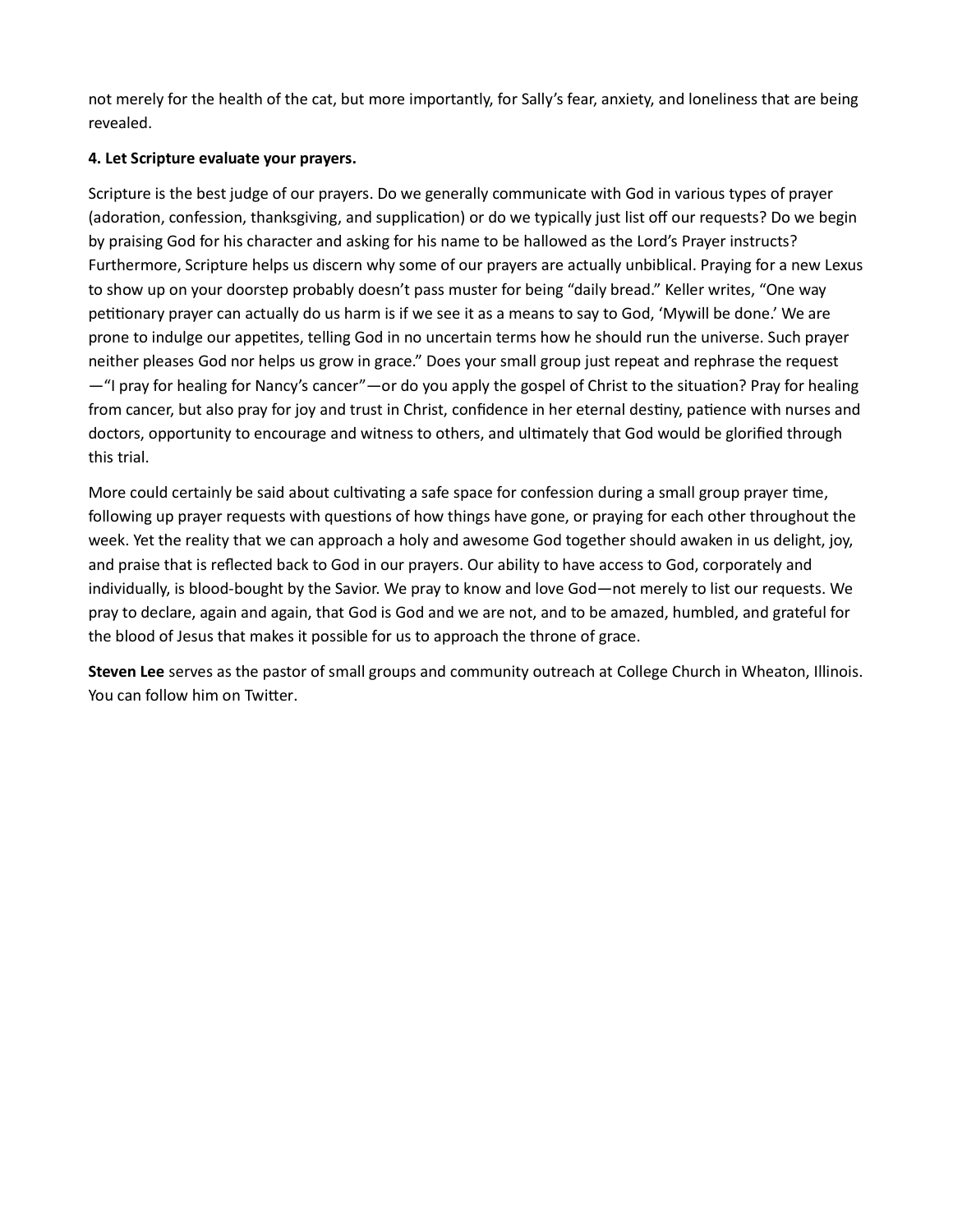not merely for the health of the cat, but more importantly, for Sally's fear, anxiety, and loneliness that are being revealed.

**4. Let Scripture evaluate your prayers.**

Scripture is the best judge of our prayers. Do we generally communicate with God in various types of prayer (adoration, confession, thanksgiving, and supplication) or do we typically just list off our requests? Do we begin by praising God for his character and asking for his name to be hallowed as the Lord's Prayer instructs? Furthermore, Scripture helps us discern why some of our prayers are actually unbiblical. Praying for a new Lexus to show up on your doorstep probably doesn't pass muster for being "daily bread." Keller writes, "One way petitionary prayer can actually do us harm is if we see it as a means to say to God, 'Mywill be done.' We are prone to indulge our appetites, telling God in no uncertain terms how he should run the universe. Such prayer neither pleases God nor helps us grow in grace." Does your small group just repeat and rephrase the request —"I pray for healing for Nancy's cancer"—or do you apply the gospel of Christ to the situation? Pray for healing from cancer, but also pray for joy and trust in Christ, confidence in her eternal destiny, patience with nurses and doctors, opportunity to encourage and witness to others, and ultimately that God would be glorified through this trial.

More could certainly be said about cultivating a safe space for confession during a small group prayer time, following up prayer requests with questions of how things have gone, or praying for each other throughout the week. Yet the reality that we can approach a holy and awesome God together should awaken in us delight, joy, and praise that is reflected back to God in our prayers. Our ability to have access to God, corporately and individually, is blood-bought by the Savior. We pray to know and love God—not merely to list our requests. We pray to declare, again and again, that God is God and we are not, and to be amazed, humbled, and grateful for the blood of Jesus that makes it possible for us to approach the throne of grace.

**Steven Lee** serves as the pastor of small groups and community outreach at College Church in Wheaton, Illinois. You can follow him on Twitter.